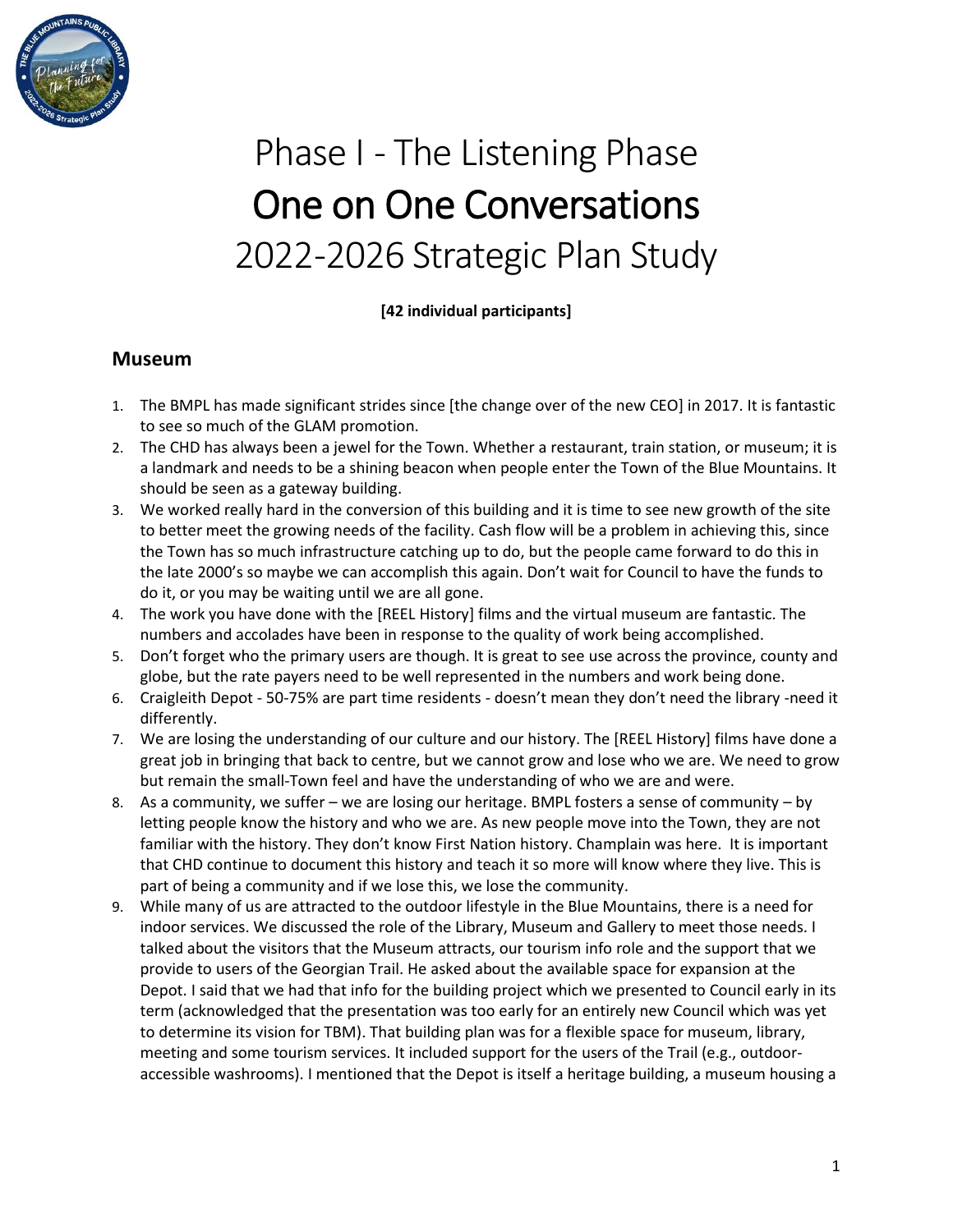# Phase I - The Listening Phase

# One on One Conversations

# 2022-2026 Strategic Plan Study

**[42 individual participants]**

## Museum

1. The BMPL has made significant strides since [the change over of the new CEO] in 2017. It is fantastic to see so much of the GLAM promotion.
2. The CHD has always been a jewel for the Town. Whether a restaurant, train station, or museum; it is a landmark and needs to be a shining beacon when people enter the Town of the Blue Mountains. It should be seen as a gateway building.
3. We worked really hard in the conversion of this building and it is time to see new growth of the site to better meet the growing needs of the facility. Cash flow will be a problem in achieving this, since the Town has so much infrastructure catching up to do, but the people came forward to do this in the late 2000's so maybe we can accomplish this again. Don't wait for Council to have the funds to do it, or you may be waiting until we are all gone.
4. The work you have done with the [REEL History] films and the virtual museum are fantastic. The numbers and accolades have been in response to the quality of work being accomplished.
5. Don't forget who the primary users are though. It is great to see use across the province, county and globe, but the rate payers need to be well represented in the numbers and work being done.
6. Craigleith Depot - 50-75% are part time residents - doesn't mean they don't need the library -need it differently.
7. We are losing the understanding of our culture and our history. The [REEL History] films have done a great job in bringing that back to centre, but we cannot grow and lose who we are. We need to grow but remain the small-Town feel and have the understanding of who we are and were.
8. As a community, we suffer – we are losing our heritage. BMPL fosters a sense of community – by letting people know the history and who we are. As new people move into the Town, they are not familiar with the history. They don't know First Nation history. Champlain was here. It is important that CHD continue to document this history and teach it so more will know where they live. This is part of being a community and if we lose this, we lose the community.
9. While many of us are attracted to the outdoor lifestyle in the Blue Mountains, there is a need for indoor services. We discussed the role of the Library, Museum and Gallery to meet those needs. I talked about the visitors that the Museum attracts, our tourism info role and the support that we provide to users of the Georgian Trail. He asked about the available space for expansion at the Depot. I said that we had that info for the building project which we presented to Council early in its term (acknowledged that the presentation was too early for an entirely new Council which was yet to determine its vision for TBM). That building plan was for a flexible space for museum, library, meeting and some tourism services. It included support for the users of the Trail (e.g., outdoor-accessible washrooms). I mentioned that the Depot is itself a heritage building, a museum housing a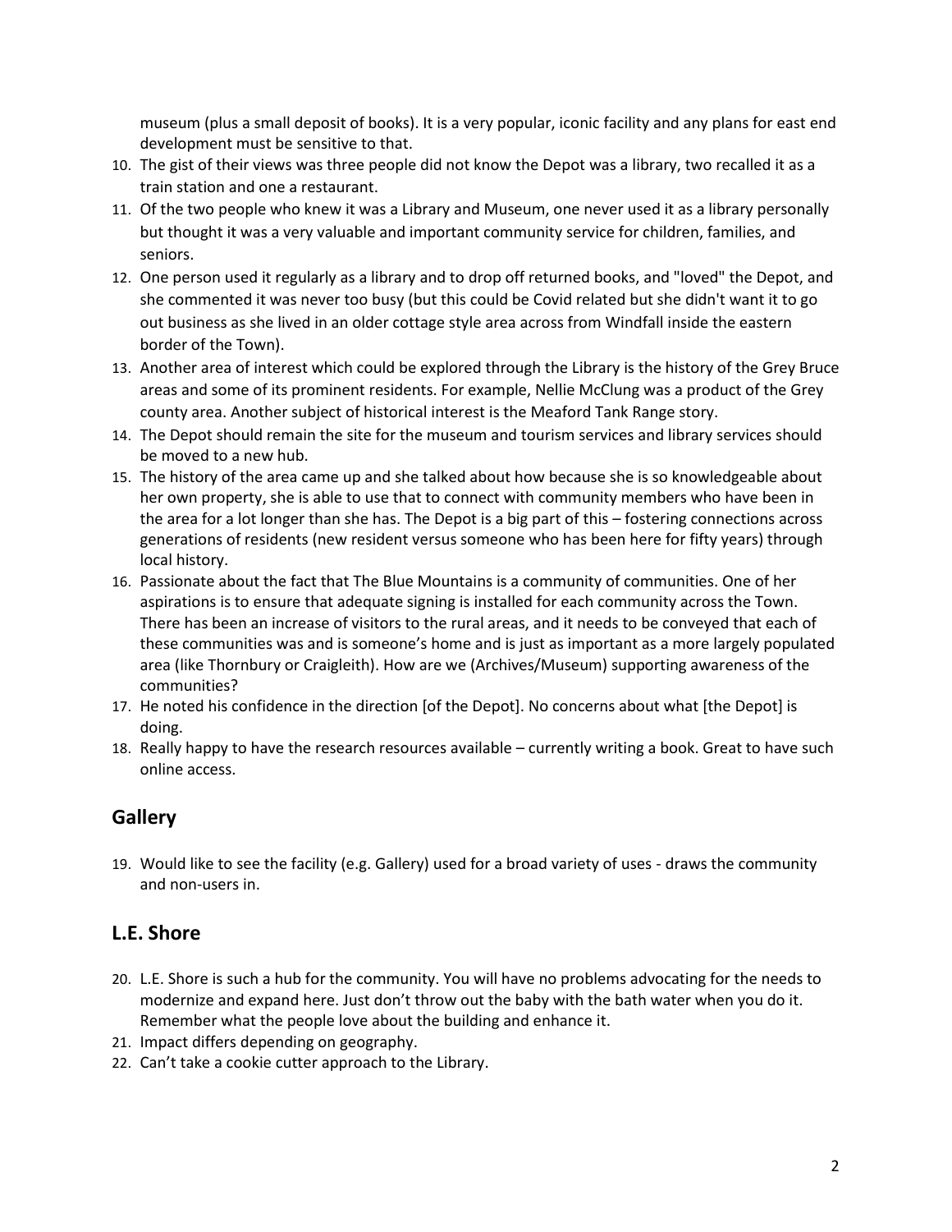museum (plus a small deposit of books). It is a very popular, iconic facility and any plans for east end development must be sensitive to that.

10. The gist of their views was three people did not know the Depot was a library, two recalled it as a train station and one a restaurant.
11. Of the two people who knew it was a Library and Museum, one never used it as a library personally but thought it was a very valuable and important community service for children, families, and seniors.
12. One person used it regularly as a library and to drop off returned books, and "loved" the Depot, and she commented it was never too busy (but this could be Covid related but she didn't want it to go out business as she lived in an older cottage style area across from Windfall inside the eastern border of the Town).
13. Another area of interest which could be explored through the Library is the history of the Grey Bruce areas and some of its prominent residents. For example, Nellie McClung was a product of the Grey county area. Another subject of historical interest is the Meaford Tank Range story.
14. The Depot should remain the site for the museum and tourism services and library services should be moved to a new hub.
15. The history of the area came up and she talked about how because she is so knowledgeable about her own property, she is able to use that to connect with community members who have been in the area for a lot longer than she has. The Depot is a big part of this – fostering connections across generations of residents (new resident versus someone who has been here for fifty years) through local history.
16. Passionate about the fact that The Blue Mountains is a community of communities. One of her aspirations is to ensure that adequate signing is installed for each community across the Town. There has been an increase of visitors to the rural areas, and it needs to be conveyed that each of these communities was and is someone's home and is just as important as a more largely populated area (like Thornbury or Craigleith). How are we (Archives/Museum) supporting awareness of the communities?
17. He noted his confidence in the direction [of the Depot]. No concerns about what [the Depot] is doing.
18. Really happy to have the research resources available – currently writing a book. Great to have such online access.

## Gallery

19. Would like to see the facility (e.g. Gallery) used for a broad variety of uses - draws the community and non-users in.

## L.E. Shore

20. L.E. Shore is such a hub for the community. You will have no problems advocating for the needs to modernize and expand here. Just don't throw out the baby with the bath water when you do it. Remember what the people love about the building and enhance it.
21. Impact differs depending on geography.
22. Can't take a cookie cutter approach to the Library.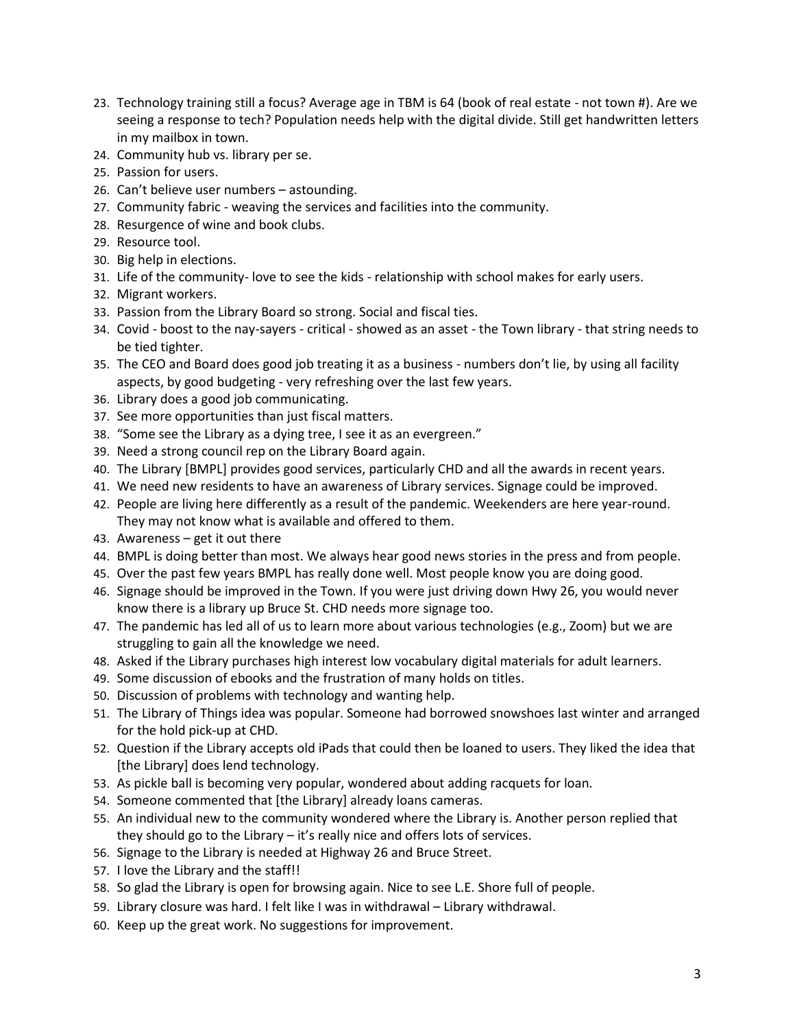23. Technology training still a focus? Average age in TBM is 64 (book of real estate - not town #). Are we seeing a response to tech? Population needs help with the digital divide. Still get handwritten letters in my mailbox in town.
24. Community hub vs. library per se.
25. Passion for users.
26. Can't believe user numbers – astounding.
27. Community fabric - weaving the services and facilities into the community.
28. Resurgence of wine and book clubs.
29. Resource tool.
30. Big help in elections.
31. Life of the community- love to see the kids - relationship with school makes for early users.
32. Migrant workers.
33. Passion from the Library Board so strong. Social and fiscal ties.
34. Covid - boost to the nay-sayers - critical - showed as an asset - the Town library - that string needs to be tied tighter.
35. The CEO and Board does good job treating it as a business - numbers don't lie, by using all facility aspects, by good budgeting - very refreshing over the last few years.
36. Library does a good job communicating.
37. See more opportunities than just fiscal matters.
38. "Some see the Library as a dying tree, I see it as an evergreen."
39. Need a strong council rep on the Library Board again.
40. The Library [BMPL] provides good services, particularly CHD and all the awards in recent years.
41. We need new residents to have an awareness of Library services. Signage could be improved.
42. People are living here differently as a result of the pandemic. Weekenders are here year-round. They may not know what is available and offered to them.
43. Awareness – get it out there
44. BMPL is doing better than most. We always hear good news stories in the press and from people.
45. Over the past few years BMPL has really done well. Most people know you are doing good.
46. Signage should be improved in the Town. If you were just driving down Hwy 26, you would never know there is a library up Bruce St. CHD needs more signage too.
47. The pandemic has led all of us to learn more about various technologies (e.g., Zoom) but we are struggling to gain all the knowledge we need.
48. Asked if the Library purchases high interest low vocabulary digital materials for adult learners.
49. Some discussion of ebooks and the frustration of many holds on titles.
50. Discussion of problems with technology and wanting help.
51. The Library of Things idea was popular. Someone had borrowed snowshoes last winter and arranged for the hold pick-up at CHD.
52. Question if the Library accepts old iPads that could then be loaned to users. They liked the idea that [the Library] does lend technology.
53. As pickle ball is becoming very popular, wondered about adding racquets for loan.
54. Someone commented that [the Library] already loans cameras.
55. An individual new to the community wondered where the Library is. Another person replied that they should go to the Library – it's really nice and offers lots of services.
56. Signage to the Library is needed at Highway 26 and Bruce Street.
57. I love the Library and the staff!!
58. So glad the Library is open for browsing again. Nice to see L.E. Shore full of people.
59. Library closure was hard. I felt like I was in withdrawal – Library withdrawal.
60. Keep up the great work. No suggestions for improvement.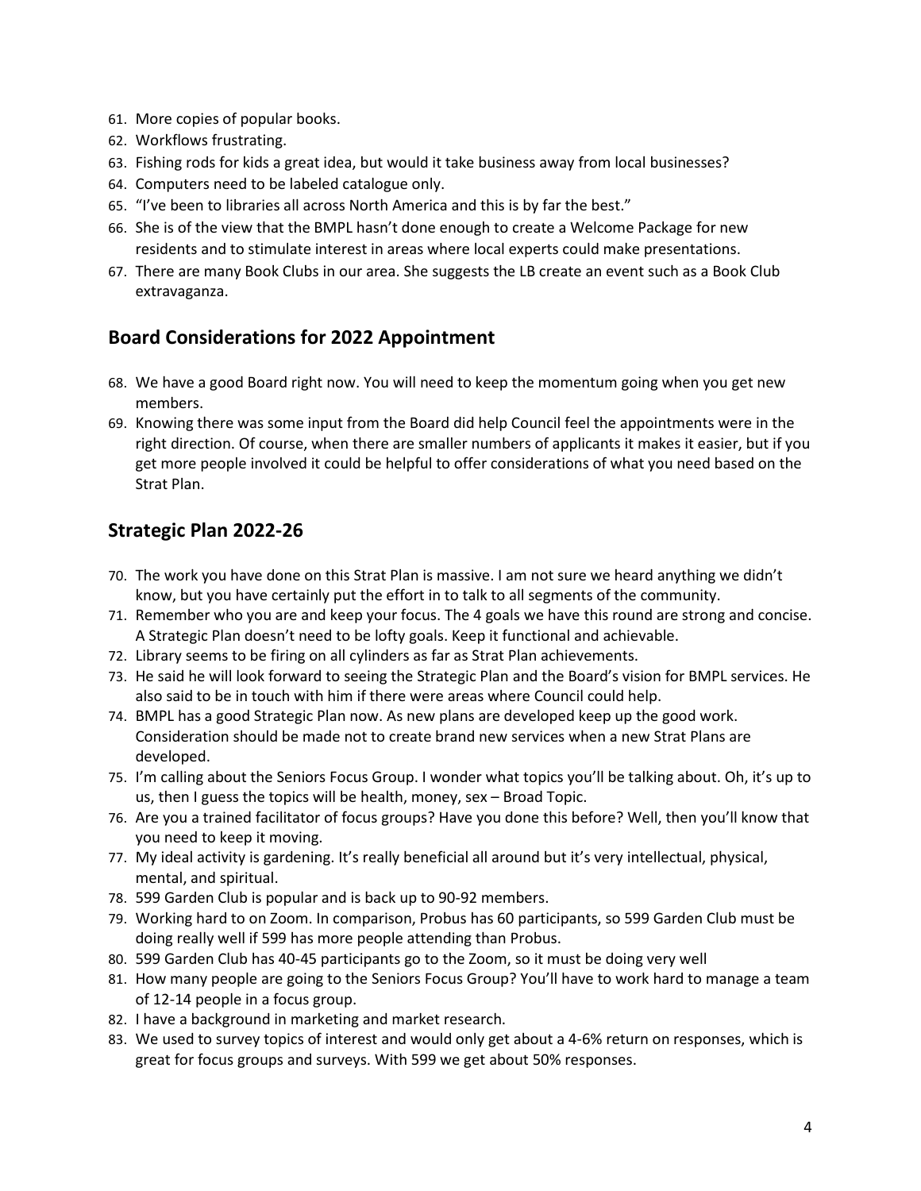61. More copies of popular books.
62. Workflows frustrating.
63. Fishing rods for kids a great idea, but would it take business away from local businesses?
64. Computers need to be labeled catalogue only.
65. "I've been to libraries all across North America and this is by far the best."
66. She is of the view that the BMPL hasn't done enough to create a Welcome Package for new residents and to stimulate interest in areas where local experts could make presentations.
67. There are many Book Clubs in our area. She suggests the LB create an event such as a Book Club extravaganza.

## Board Considerations for 2022 Appointment

68. We have a good Board right now. You will need to keep the momentum going when you get new members.
69. Knowing there was some input from the Board did help Council feel the appointments were in the right direction. Of course, when there are smaller numbers of applicants it makes it easier, but if you get more people involved it could be helpful to offer considerations of what you need based on the Strat Plan.

## Strategic Plan 2022-26

70. The work you have done on this Strat Plan is massive. I am not sure we heard anything we didn't know, but you have certainly put the effort in to talk to all segments of the community.
71. Remember who you are and keep your focus. The 4 goals we have this round are strong and concise. A Strategic Plan doesn't need to be lofty goals. Keep it functional and achievable.
72. Library seems to be firing on all cylinders as far as Strat Plan achievements.
73. He said he will look forward to seeing the Strategic Plan and the Board's vision for BMPL services. He also said to be in touch with him if there were areas where Council could help.
74. BMPL has a good Strategic Plan now. As new plans are developed keep up the good work. Consideration should be made not to create brand new services when a new Strat Plans are developed.
75. I'm calling about the Seniors Focus Group. I wonder what topics you'll be talking about. Oh, it's up to us, then I guess the topics will be health, money, sex – Broad Topic.
76. Are you a trained facilitator of focus groups? Have you done this before? Well, then you'll know that you need to keep it moving.
77. My ideal activity is gardening. It's really beneficial all around but it's very intellectual, physical, mental, and spiritual.
78. 599 Garden Club is popular and is back up to 90-92 members.
79. Working hard to on Zoom. In comparison, Probus has 60 participants, so 599 Garden Club must be doing really well if 599 has more people attending than Probus.
80. 599 Garden Club has 40-45 participants go to the Zoom, so it must be doing very well
81. How many people are going to the Seniors Focus Group? You'll have to work hard to manage a team of 12-14 people in a focus group.
82. I have a background in marketing and market research.
83. We used to survey topics of interest and would only get about a 4-6% return on responses, which is great for focus groups and surveys. With 599 we get about 50% responses.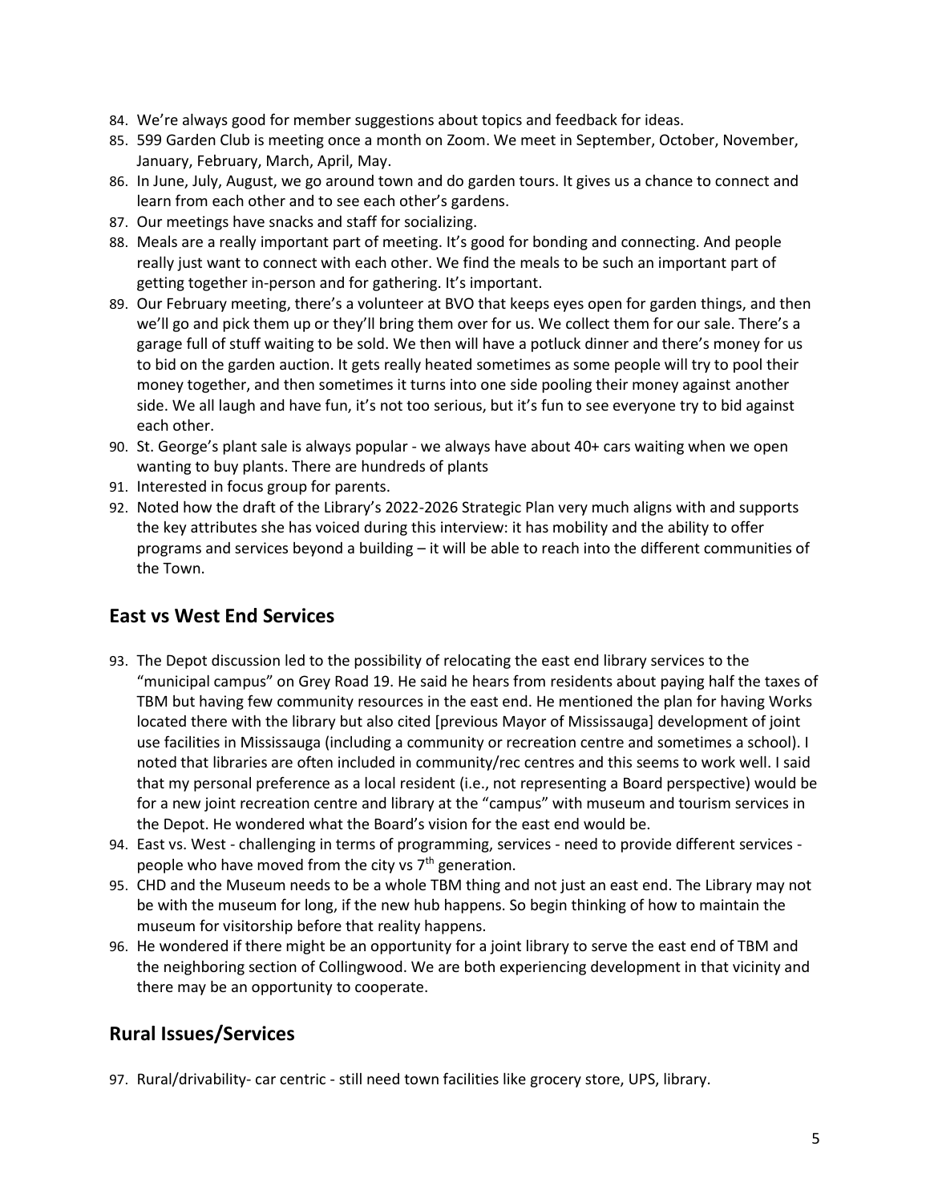84. We're always good for member suggestions about topics and feedback for ideas.
85. 599 Garden Club is meeting once a month on Zoom. We meet in September, October, November, January, February, March, April, May.
86. In June, July, August, we go around town and do garden tours. It gives us a chance to connect and learn from each other and to see each other's gardens.
87. Our meetings have snacks and staff for socializing.
88. Meals are a really important part of meeting. It's good for bonding and connecting. And people really just want to connect with each other. We find the meals to be such an important part of getting together in-person and for gathering. It's important.
89. Our February meeting, there's a volunteer at BVO that keeps eyes open for garden things, and then we'll go and pick them up or they'll bring them over for us. We collect them for our sale. There's a garage full of stuff waiting to be sold. We then will have a potluck dinner and there's money for us to bid on the garden auction. It gets really heated sometimes as some people will try to pool their money together, and then sometimes it turns into one side pooling their money against another side. We all laugh and have fun, it's not too serious, but it's fun to see everyone try to bid against each other.
90. St. George's plant sale is always popular - we always have about 40+ cars waiting when we open wanting to buy plants. There are hundreds of plants
91. Interested in focus group for parents.
92. Noted how the draft of the Library's 2022-2026 Strategic Plan very much aligns with and supports the key attributes she has voiced during this interview: it has mobility and the ability to offer programs and services beyond a building – it will be able to reach into the different communities of the Town.

## East vs West End Services

93. The Depot discussion led to the possibility of relocating the east end library services to the "municipal campus" on Grey Road 19. He said he hears from residents about paying half the taxes of TBM but having few community resources in the east end. He mentioned the plan for having Works located there with the library but also cited [previous Mayor of Mississauga] development of joint use facilities in Mississauga (including a community or recreation centre and sometimes a school). I noted that libraries are often included in community/rec centres and this seems to work well. I said that my personal preference as a local resident (i.e., not representing a Board perspective) would be for a new joint recreation centre and library at the "campus" with museum and tourism services in the Depot. He wondered what the Board's vision for the east end would be.
94. East vs. West - challenging in terms of programming, services - need to provide different services - people who have moved from the city vs 7th generation.
95. CHD and the Museum needs to be a whole TBM thing and not just an east end. The Library may not be with the museum for long, if the new hub happens. So begin thinking of how to maintain the museum for visitorship before that reality happens.
96. He wondered if there might be an opportunity for a joint library to serve the east end of TBM and the neighboring section of Collingwood. We are both experiencing development in that vicinity and there may be an opportunity to cooperate.

## Rural Issues/Services

97. Rural/drivability- car centric - still need town facilities like grocery store, UPS, library.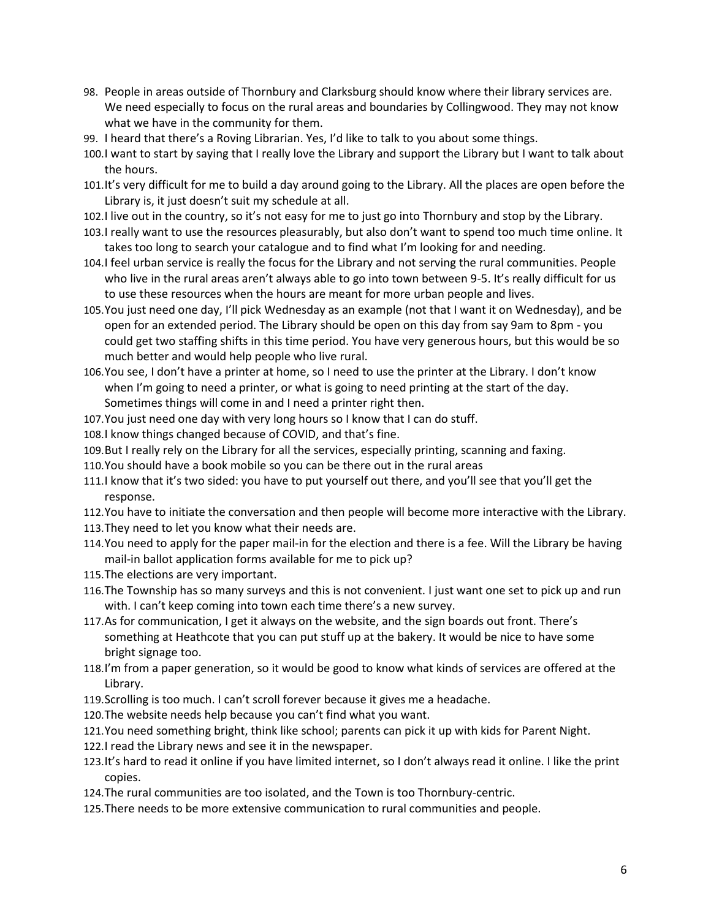98. People in areas outside of Thornbury and Clarksburg should know where their library services are. We need especially to focus on the rural areas and boundaries by Collingwood. They may not know what we have in the community for them.
99. I heard that there's a Roving Librarian. Yes, I'd like to talk to you about some things.
100. I want to start by saying that I really love the Library and support the Library but I want to talk about the hours.
101. It's very difficult for me to build a day around going to the Library. All the places are open before the Library is, it just doesn't suit my schedule at all.
102. I live out in the country, so it's not easy for me to just go into Thornbury and stop by the Library.
103. I really want to use the resources pleasurably, but also don't want to spend too much time online. It takes too long to search your catalogue and to find what I'm looking for and needing.
104. I feel urban service is really the focus for the Library and not serving the rural communities. People who live in the rural areas aren't always able to go into town between 9-5. It's really difficult for us to use these resources when the hours are meant for more urban people and lives.
105. You just need one day, I'll pick Wednesday as an example (not that I want it on Wednesday), and be open for an extended period. The Library should be open on this day from say 9am to 8pm - you could get two staffing shifts in this time period. You have very generous hours, but this would be so much better and would help people who live rural.
106. You see, I don't have a printer at home, so I need to use the printer at the Library. I don't know when I'm going to need a printer, or what is going to need printing at the start of the day. Sometimes things will come in and I need a printer right then.
107. You just need one day with very long hours so I know that I can do stuff.
108. I know things changed because of COVID, and that's fine.
109. But I really rely on the Library for all the services, especially printing, scanning and faxing.
110. You should have a book mobile so you can be there out in the rural areas
111. I know that it's two sided: you have to put yourself out there, and you'll see that you'll get the response.
112. You have to initiate the conversation and then people will become more interactive with the Library.
113. They need to let you know what their needs are.
114. You need to apply for the paper mail-in for the election and there is a fee. Will the Library be having mail-in ballot application forms available for me to pick up?
115. The elections are very important.
116. The Township has so many surveys and this is not convenient. I just want one set to pick up and run with. I can't keep coming into town each time there's a new survey.
117. As for communication, I get it always on the website, and the sign boards out front. There's something at Heathcote that you can put stuff up at the bakery. It would be nice to have some bright signage too.
118. I'm from a paper generation, so it would be good to know what kinds of services are offered at the Library.
119. Scrolling is too much. I can't scroll forever because it gives me a headache.
120. The website needs help because you can't find what you want.
121. You need something bright, think like school; parents can pick it up with kids for Parent Night.
122. I read the Library news and see it in the newspaper.
123. It's hard to read it online if you have limited internet, so I don't always read it online. I like the print copies.
124. The rural communities are too isolated, and the Town is too Thornbury-centric.
125. There needs to be more extensive communication to rural communities and people.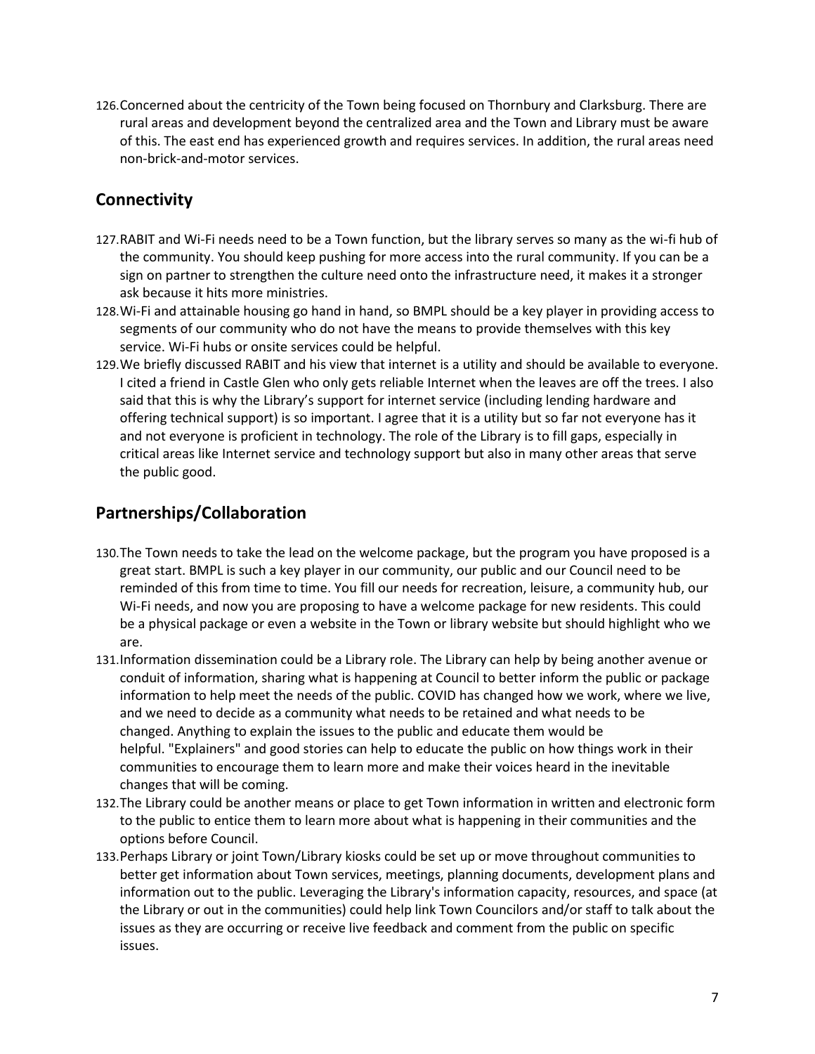126. Concerned about the centricity of the Town being focused on Thornbury and Clarksburg. There are rural areas and development beyond the centralized area and the Town and Library must be aware of this. The east end has experienced growth and requires services. In addition, the rural areas need non-brick-and-motor services.

## Connectivity

127. RABIT and Wi-Fi needs need to be a Town function, but the library serves so many as the wi-fi hub of the community. You should keep pushing for more access into the rural community. If you can be a sign on partner to strengthen the culture need onto the infrastructure need, it makes it a stronger ask because it hits more ministries.
128. Wi-Fi and attainable housing go hand in hand, so BMPL should be a key player in providing access to segments of our community who do not have the means to provide themselves with this key service. Wi-Fi hubs or onsite services could be helpful.
129. We briefly discussed RABIT and his view that internet is a utility and should be available to everyone. I cited a friend in Castle Glen who only gets reliable Internet when the leaves are off the trees. I also said that this is why the Library's support for internet service (including lending hardware and offering technical support) is so important. I agree that it is a utility but so far not everyone has it and not everyone is proficient in technology. The role of the Library is to fill gaps, especially in critical areas like Internet service and technology support but also in many other areas that serve the public good.

## Partnerships/Collaboration

130. The Town needs to take the lead on the welcome package, but the program you have proposed is a great start. BMPL is such a key player in our community, our public and our Council need to be reminded of this from time to time. You fill our needs for recreation, leisure, a community hub, our Wi-Fi needs, and now you are proposing to have a welcome package for new residents. This could be a physical package or even a website in the Town or library website but should highlight who we are.
131. Information dissemination could be a Library role. The Library can help by being another avenue or conduit of information, sharing what is happening at Council to better inform the public or package information to help meet the needs of the public. COVID has changed how we work, where we live, and we need to decide as a community what needs to be retained and what needs to be changed. Anything to explain the issues to the public and educate them would be helpful. "Explainers" and good stories can help to educate the public on how things work in their communities to encourage them to learn more and make their voices heard in the inevitable changes that will be coming.
132. The Library could be another means or place to get Town information in written and electronic form to the public to entice them to learn more about what is happening in their communities and the options before Council.
133. Perhaps Library or joint Town/Library kiosks could be set up or move throughout communities to better get information about Town services, meetings, planning documents, development plans and information out to the public. Leveraging the Library's information capacity, resources, and space (at the Library or out in the communities) could help link Town Councilors and/or staff to talk about the issues as they are occurring or receive live feedback and comment from the public on specific issues.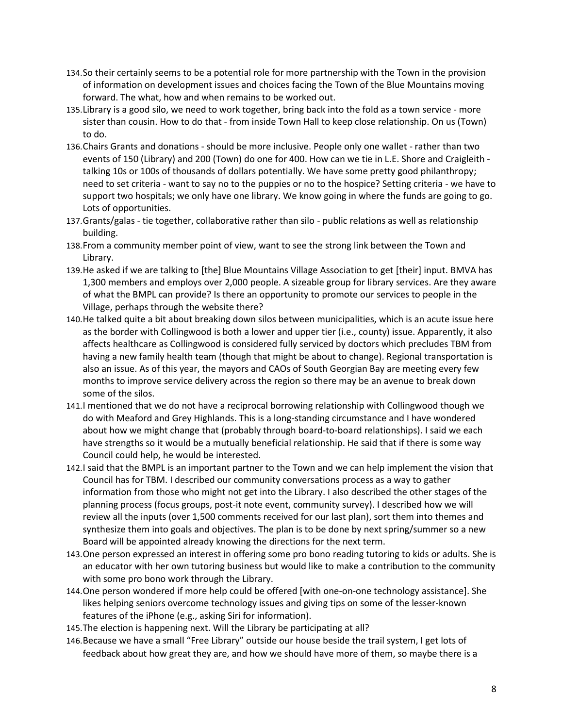134. So their certainly seems to be a potential role for more partnership with the Town in the provision of information on development issues and choices facing the Town of the Blue Mountains moving forward. The what, how and when remains to be worked out.
135. Library is a good silo, we need to work together, bring back into the fold as a town service - more sister than cousin. How to do that - from inside Town Hall to keep close relationship. On us (Town) to do.
136. Chairs Grants and donations - should be more inclusive. People only one wallet - rather than two events of 150 (Library) and 200 (Town) do one for 400. How can we tie in L.E. Shore and Craigleith - talking 10s or 100s of thousands of dollars potentially. We have some pretty good philanthropy; need to set criteria - want to say no to the puppies or no to the hospice? Setting criteria - we have to support two hospitals; we only have one library. We know going in where the funds are going to go. Lots of opportunities.
137. Grants/galas - tie together, collaborative rather than silo - public relations as well as relationship building.
138. From a community member point of view, want to see the strong link between the Town and Library.
139. He asked if we are talking to [the] Blue Mountains Village Association to get [their] input. BMVA has 1,300 members and employs over 2,000 people. A sizeable group for library services. Are they aware of what the BMPL can provide? Is there an opportunity to promote our services to people in the Village, perhaps through the website there?
140. He talked quite a bit about breaking down silos between municipalities, which is an acute issue here as the border with Collingwood is both a lower and upper tier (i.e., county) issue. Apparently, it also affects healthcare as Collingwood is considered fully serviced by doctors which precludes TBM from having a new family health team (though that might be about to change). Regional transportation is also an issue. As of this year, the mayors and CAOs of South Georgian Bay are meeting every few months to improve service delivery across the region so there may be an avenue to break down some of the silos.
141. I mentioned that we do not have a reciprocal borrowing relationship with Collingwood though we do with Meaford and Grey Highlands. This is a long-standing circumstance and I have wondered about how we might change that (probably through board-to-board relationships). I said we each have strengths so it would be a mutually beneficial relationship. He said that if there is some way Council could help, he would be interested.
142. I said that the BMPL is an important partner to the Town and we can help implement the vision that Council has for TBM. I described our community conversations process as a way to gather information from those who might not get into the Library. I also described the other stages of the planning process (focus groups, post-it note event, community survey). I described how we will review all the inputs (over 1,500 comments received for our last plan), sort them into themes and synthesize them into goals and objectives. The plan is to be done by next spring/summer so a new Board will be appointed already knowing the directions for the next term.
143. One person expressed an interest in offering some pro bono reading tutoring to kids or adults. She is an educator with her own tutoring business but would like to make a contribution to the community with some pro bono work through the Library.
144. One person wondered if more help could be offered [with one-on-one technology assistance]. She likes helping seniors overcome technology issues and giving tips on some of the lesser-known features of the iPhone (e.g., asking Siri for information).
145. The election is happening next. Will the Library be participating at all?
146. Because we have a small "Free Library" outside our house beside the trail system, I get lots of feedback about how great they are, and how we should have more of them, so maybe there is a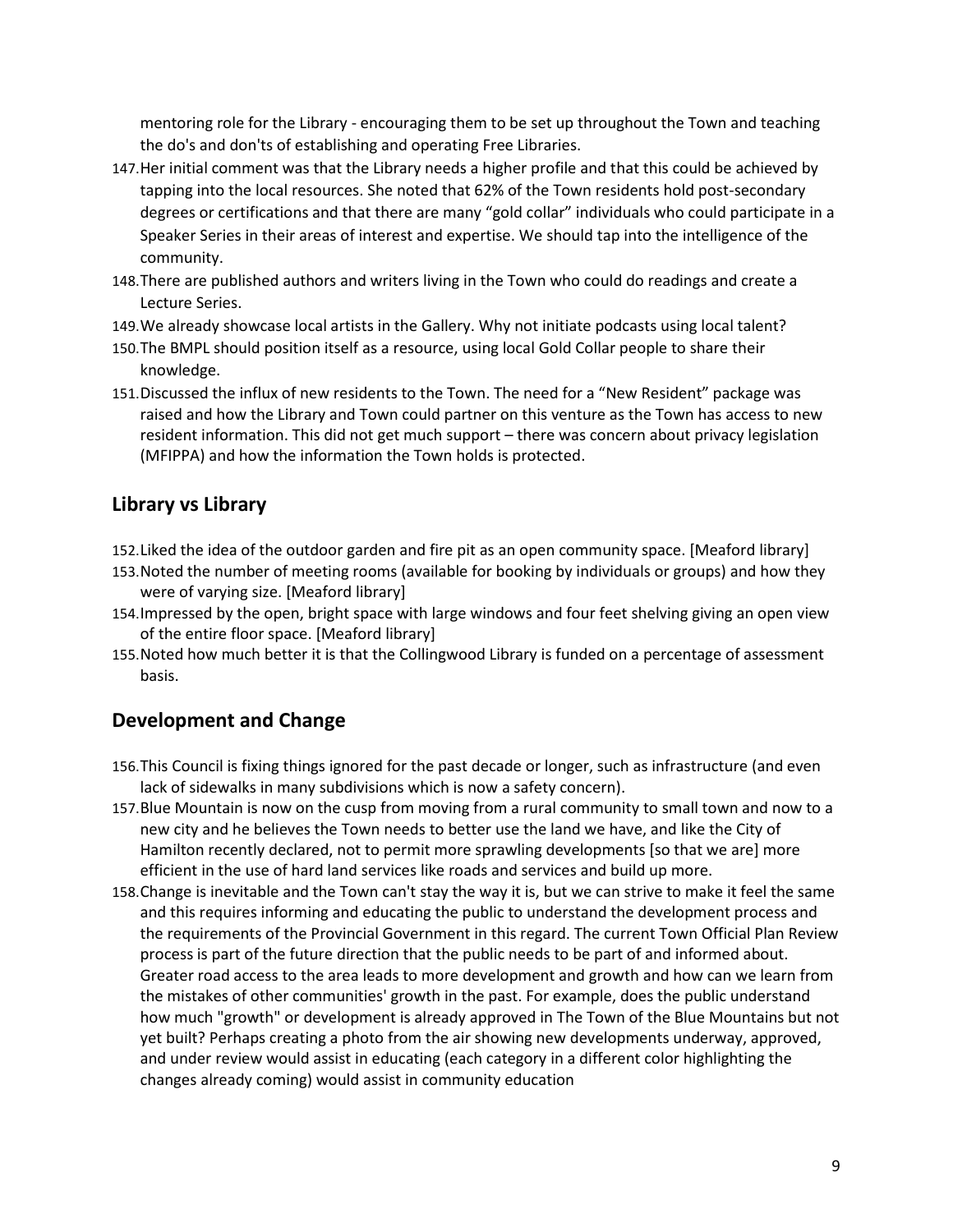mentoring role for the Library - encouraging them to be set up throughout the Town and teaching the do's and don'ts of establishing and operating Free Libraries.

147. Her initial comment was that the Library needs a higher profile and that this could be achieved by tapping into the local resources. She noted that 62% of the Town residents hold post-secondary degrees or certifications and that there are many "gold collar" individuals who could participate in a Speaker Series in their areas of interest and expertise. We should tap into the intelligence of the community.
148. There are published authors and writers living in the Town who could do readings and create a Lecture Series.
149. We already showcase local artists in the Gallery. Why not initiate podcasts using local talent?
150. The BMPL should position itself as a resource, using local Gold Collar people to share their knowledge.
151. Discussed the influx of new residents to the Town. The need for a "New Resident" package was raised and how the Library and Town could partner on this venture as the Town has access to new resident information. This did not get much support – there was concern about privacy legislation (MFIPPA) and how the information the Town holds is protected.

## Library vs Library

152. Liked the idea of the outdoor garden and fire pit as an open community space. [Meaford library]
153. Noted the number of meeting rooms (available for booking by individuals or groups) and how they were of varying size. [Meaford library]
154. Impressed by the open, bright space with large windows and four feet shelving giving an open view of the entire floor space. [Meaford library]
155. Noted how much better it is that the Collingwood Library is funded on a percentage of assessment basis.

## Development and Change

156. This Council is fixing things ignored for the past decade or longer, such as infrastructure (and even lack of sidewalks in many subdivisions which is now a safety concern).
157. Blue Mountain is now on the cusp from moving from a rural community to small town and now to a new city and he believes the Town needs to better use the land we have, and like the City of Hamilton recently declared, not to permit more sprawling developments [so that we are] more efficient in the use of hard land services like roads and services and build up more.
158. Change is inevitable and the Town can't stay the way it is, but we can strive to make it feel the same and this requires informing and educating the public to understand the development process and the requirements of the Provincial Government in this regard. The current Town Official Plan Review process is part of the future direction that the public needs to be part of and informed about. Greater road access to the area leads to more development and growth and how can we learn from the mistakes of other communities' growth in the past. For example, does the public understand how much "growth" or development is already approved in The Town of the Blue Mountains but not yet built? Perhaps creating a photo from the air showing new developments underway, approved, and under review would assist in educating (each category in a different color highlighting the changes already coming) would assist in community education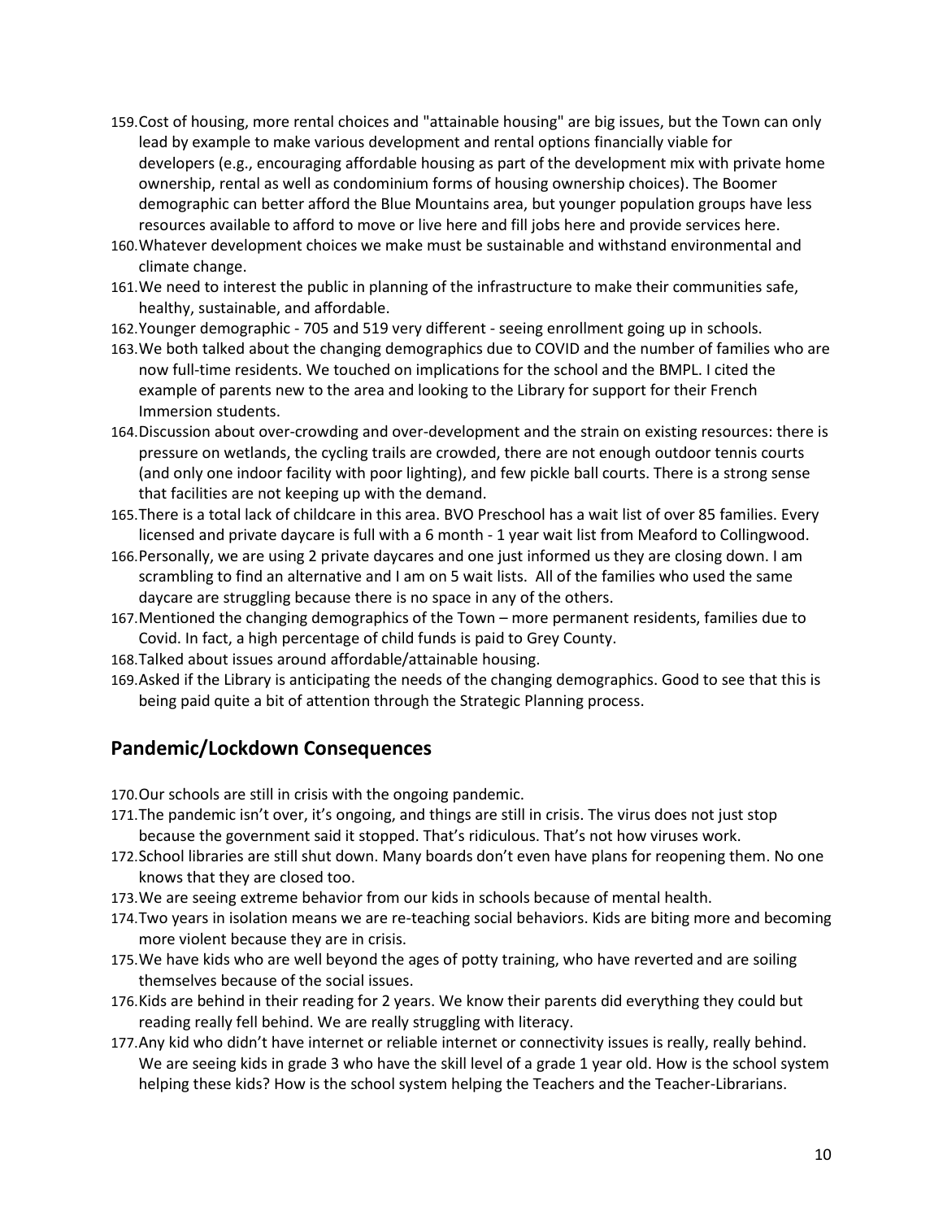159. Cost of housing, more rental choices and "attainable housing" are big issues, but the Town can only lead by example to make various development and rental options financially viable for developers (e.g., encouraging affordable housing as part of the development mix with private home ownership, rental as well as condominium forms of housing ownership choices). The Boomer demographic can better afford the Blue Mountains area, but younger population groups have less resources available to afford to move or live here and fill jobs here and provide services here.
160. Whatever development choices we make must be sustainable and withstand environmental and climate change.
161. We need to interest the public in planning of the infrastructure to make their communities safe, healthy, sustainable, and affordable.
162. Younger demographic - 705 and 519 very different - seeing enrollment going up in schools.
163. We both talked about the changing demographics due to COVID and the number of families who are now full-time residents. We touched on implications for the school and the BMPL. I cited the example of parents new to the area and looking to the Library for support for their French Immersion students.
164. Discussion about over-crowding and over-development and the strain on existing resources: there is pressure on wetlands, the cycling trails are crowded, there are not enough outdoor tennis courts (and only one indoor facility with poor lighting), and few pickle ball courts. There is a strong sense that facilities are not keeping up with the demand.
165. There is a total lack of childcare in this area. BVO Preschool has a wait list of over 85 families. Every licensed and private daycare is full with a 6 month - 1 year wait list from Meaford to Collingwood.
166. Personally, we are using 2 private daycares and one just informed us they are closing down. I am scrambling to find an alternative and I am on 5 wait lists. All of the families who used the same daycare are struggling because there is no space in any of the others.
167. Mentioned the changing demographics of the Town – more permanent residents, families due to Covid. In fact, a high percentage of child funds is paid to Grey County.
168. Talked about issues around affordable/attainable housing.
169. Asked if the Library is anticipating the needs of the changing demographics. Good to see that this is being paid quite a bit of attention through the Strategic Planning process.

## Pandemic/Lockdown Consequences

170. Our schools are still in crisis with the ongoing pandemic.
171. The pandemic isn't over, it's ongoing, and things are still in crisis. The virus does not just stop because the government said it stopped. That's ridiculous. That's not how viruses work.
172. School libraries are still shut down. Many boards don't even have plans for reopening them. No one knows that they are closed too.
173. We are seeing extreme behavior from our kids in schools because of mental health.
174. Two years in isolation means we are re-teaching social behaviors. Kids are biting more and becoming more violent because they are in crisis.
175. We have kids who are well beyond the ages of potty training, who have reverted and are soiling themselves because of the social issues.
176. Kids are behind in their reading for 2 years. We know their parents did everything they could but reading really fell behind. We are really struggling with literacy.
177. Any kid who didn't have internet or reliable internet or connectivity issues is really, really behind. We are seeing kids in grade 3 who have the skill level of a grade 1 year old. How is the school system helping these kids? How is the school system helping the Teachers and the Teacher-Librarians.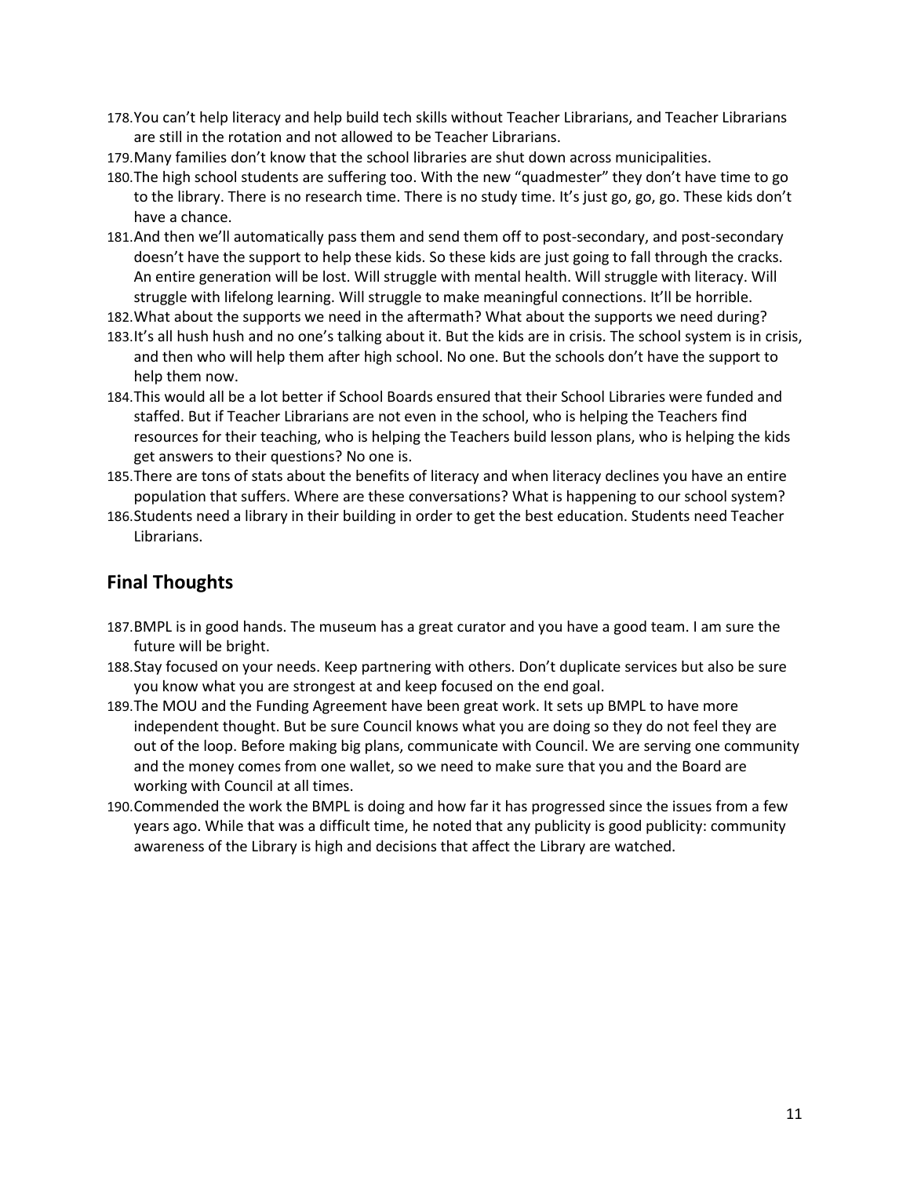178. You can't help literacy and help build tech skills without Teacher Librarians, and Teacher Librarians are still in the rotation and not allowed to be Teacher Librarians.
179. Many families don't know that the school libraries are shut down across municipalities.
180. The high school students are suffering too. With the new "quadmester" they don't have time to go to the library. There is no research time. There is no study time. It's just go, go, go. These kids don't have a chance.
181. And then we'll automatically pass them and send them off to post-secondary, and post-secondary doesn't have the support to help these kids. So these kids are just going to fall through the cracks. An entire generation will be lost. Will struggle with mental health. Will struggle with literacy. Will struggle with lifelong learning. Will struggle to make meaningful connections. It'll be horrible.
182. What about the supports we need in the aftermath? What about the supports we need during?
183. It's all hush hush and no one's talking about it. But the kids are in crisis. The school system is in crisis, and then who will help them after high school. No one. But the schools don't have the support to help them now.
184. This would all be a lot better if School Boards ensured that their School Libraries were funded and staffed. But if Teacher Librarians are not even in the school, who is helping the Teachers find resources for their teaching, who is helping the Teachers build lesson plans, who is helping the kids get answers to their questions? No one is.
185. There are tons of stats about the benefits of literacy and when literacy declines you have an entire population that suffers. Where are these conversations? What is happening to our school system?
186. Students need a library in their building in order to get the best education. Students need Teacher Librarians.

## Final Thoughts

187. BMPL is in good hands. The museum has a great curator and you have a good team. I am sure the future will be bright.
188. Stay focused on your needs. Keep partnering with others. Don't duplicate services but also be sure you know what you are strongest at and keep focused on the end goal.
189. The MOU and the Funding Agreement have been great work. It sets up BMPL to have more independent thought. But be sure Council knows what you are doing so they do not feel they are out of the loop. Before making big plans, communicate with Council. We are serving one community and the money comes from one wallet, so we need to make sure that you and the Board are working with Council at all times.
190. Commended the work the BMPL is doing and how far it has progressed since the issues from a few years ago. While that was a difficult time, he noted that any publicity is good publicity: community awareness of the Library is high and decisions that affect the Library are watched.